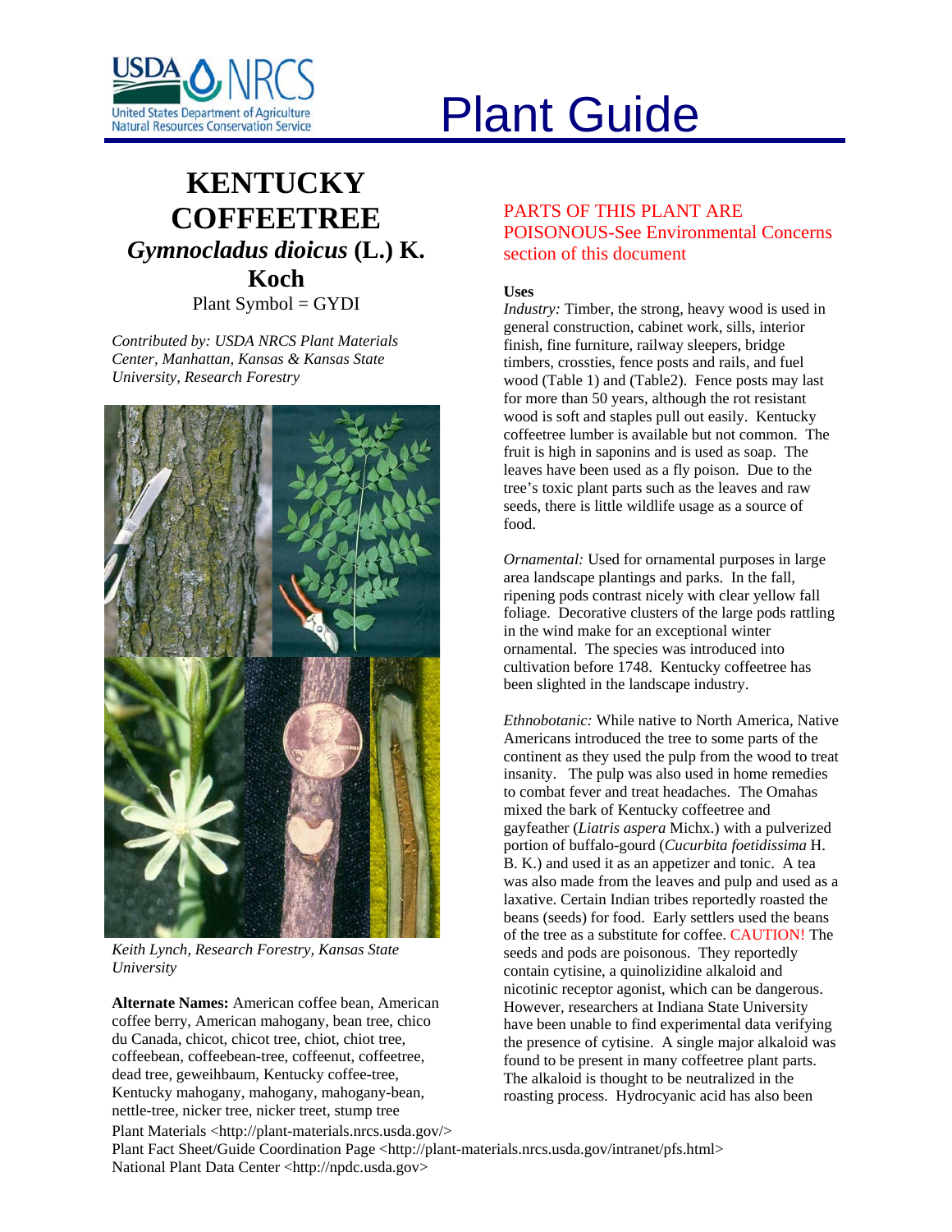# Plant Guide

## KENTUCKY COFFEETREE

### *Gymnocladus dioicus* (L.) K. Koch

Plant Symbol = GYDI

*Contributed by: USDA NRCS Plant Materials Center, Manhattan, Kansas & Kansas State University, Research Forestry*

*Keith Lynch, Research Forestry, Kansas State University*

**Alternate Names:** American coffee bean, American coffee berry, American mahogany, bean tree, chico du Canada, chicot, chicot tree, chiot, chiot tree, coffeebean, coffeebean-tree, coffeenut, coffeetree, dead tree, geweihbaum, Kentucky coffee-tree, Kentucky mahogany, mahogany, mahogany-bean, nettle-tree, nicker tree, nicker treet, stump tree

PARTS OF THIS PLANT ARE POISONOUS-See Environmental Concerns section of this document

**Uses**

*Industry:* Timber, the strong, heavy wood is used in general construction, cabinet work, sills, interior finish, fine furniture, railway sleepers, bridge timbers, crossties, fence posts and rails, and fuel wood (Table 1) and (Table2). Fence posts may last for more than 50 years, although the rot resistant wood is soft and staples pull out easily. Kentucky coffeetree lumber is available but not common. The fruit is high in saponins and is used as soap. The leaves have been used as a fly poison. Due to the tree's toxic plant parts such as the leaves and raw seeds, there is little wildlife usage as a source of food.

*Ornamental:* Used for ornamental purposes in large area landscape plantings and parks. In the fall, ripening pods contrast nicely with clear yellow fall foliage. Decorative clusters of the large pods rattling in the wind make for an exceptional winter ornamental. The species was introduced into cultivation before 1748. Kentucky coffeetree has been slighted in the landscape industry.

*Ethnobotanic:* While native to North America, Native Americans introduced the tree to some parts of the continent as they used the pulp from the wood to treat insanity. The pulp was also used in home remedies to combat fever and treat headaches. The Omahas mixed the bark of Kentucky coffeetree and gayfeather (*Liatris aspera* Michx.) with a pulverized portion of buffalo-gourd (*Cucurbita foetidissima* H. B. K.) and used it as an appetizer and tonic. A tea was also made from the leaves and pulp and used as a laxative. Certain Indian tribes reportedly roasted the beans (seeds) for food. Early settlers used the beans of the tree as a substitute for coffee. CAUTION! The seeds and pods are poisonous. They reportedly contain cytisine, a quinolizidine alkaloid and nicotinic receptor agonist, which can be dangerous. However, researchers at Indiana State University have been unable to find experimental data verifying the presence of cytisine. A single major alkaloid was found to be present in many coffeetree plant parts. The alkaloid is thought to be neutralized in the roasting process. Hydrocyanic acid has also been

Plant Materials <http://plant-materials.nrcs.usda.gov/>
Plant Fact Sheet/Guide Coordination Page <http://plant-materials.nrcs.usda.gov/intranet/pfs.html>
National Plant Data Center <http://npdc.usda.gov>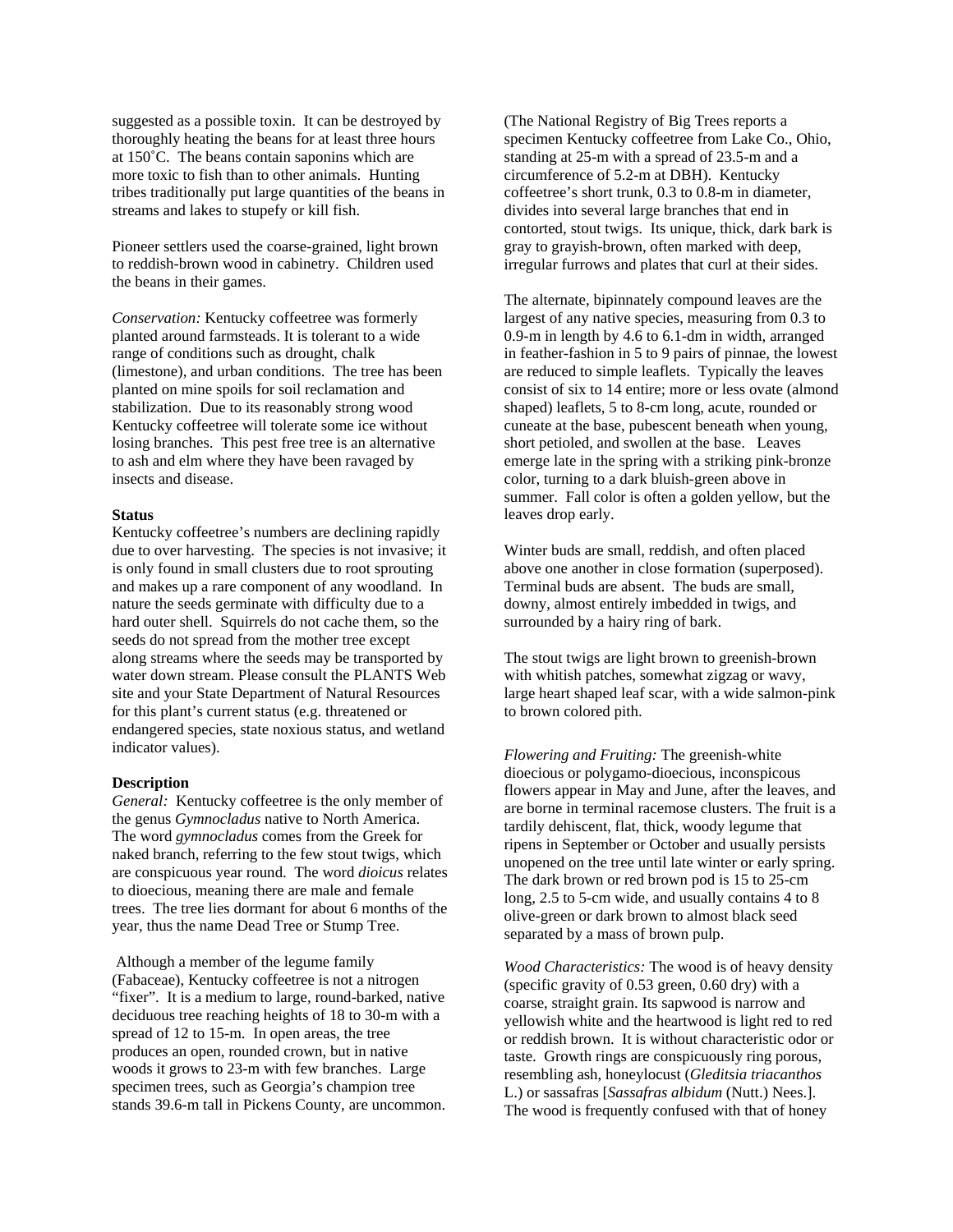suggested as a possible toxin. It can be destroyed by thoroughly heating the beans for at least three hours at 150˚C. The beans contain saponins which are more toxic to fish than to other animals. Hunting tribes traditionally put large quantities of the beans in streams and lakes to stupefy or kill fish.

Pioneer settlers used the coarse-grained, light brown to reddish-brown wood in cabinetry. Children used the beans in their games.

*Conservation:* Kentucky coffeetree was formerly planted around farmsteads. It is tolerant to a wide range of conditions such as drought, chalk (limestone), and urban conditions. The tree has been planted on mine spoils for soil reclamation and stabilization. Due to its reasonably strong wood Kentucky coffeetree will tolerate some ice without losing branches. This pest free tree is an alternative to ash and elm where they have been ravaged by insects and disease.

**Status**

Kentucky coffeetree's numbers are declining rapidly due to over harvesting. The species is not invasive; it is only found in small clusters due to root sprouting and makes up a rare component of any woodland. In nature the seeds germinate with difficulty due to a hard outer shell. Squirrels do not cache them, so the seeds do not spread from the mother tree except along streams where the seeds may be transported by water down stream. Please consult the PLANTS Web site and your State Department of Natural Resources for this plant's current status (e.g. threatened or endangered species, state noxious status, and wetland indicator values).

**Description**

*General:* Kentucky coffeetree is the only member of the genus *Gymnocladus* native to North America. The word *gymnocladus* comes from the Greek for naked branch, referring to the few stout twigs, which are conspicuous year round. The word *dioicus* relates to dioecious, meaning there are male and female trees. The tree lies dormant for about 6 months of the year, thus the name Dead Tree or Stump Tree.

Although a member of the legume family (Fabaceae), Kentucky coffeetree is not a nitrogen "fixer". It is a medium to large, round-barked, native deciduous tree reaching heights of 18 to 30-m with a spread of 12 to 15-m. In open areas, the tree produces an open, rounded crown, but in native woods it grows to 23-m with few branches. Large specimen trees, such as Georgia's champion tree stands 39.6-m tall in Pickens County, are uncommon. (The National Registry of Big Trees reports a specimen Kentucky coffeetree from Lake Co., Ohio, standing at 25-m with a spread of 23.5-m and a circumference of 5.2-m at DBH). Kentucky coffeetree's short trunk, 0.3 to 0.8-m in diameter, divides into several large branches that end in contorted, stout twigs. Its unique, thick, dark bark is gray to grayish-brown, often marked with deep, irregular furrows and plates that curl at their sides.

The alternate, bipinnately compound leaves are the largest of any native species, measuring from 0.3 to 0.9-m in length by 4.6 to 6.1-dm in width, arranged in feather-fashion in 5 to 9 pairs of pinnae, the lowest are reduced to simple leaflets. Typically the leaves consist of six to 14 entire; more or less ovate (almond shaped) leaflets, 5 to 8-cm long, acute, rounded or cuneate at the base, pubescent beneath when young, short petioled, and swollen at the base. Leaves emerge late in the spring with a striking pink-bronze color, turning to a dark bluish-green above in summer. Fall color is often a golden yellow, but the leaves drop early.

Winter buds are small, reddish, and often placed above one another in close formation (superposed). Terminal buds are absent. The buds are small, downy, almost entirely imbedded in twigs, and surrounded by a hairy ring of bark.

The stout twigs are light brown to greenish-brown with whitish patches, somewhat zigzag or wavy, large heart shaped leaf scar, with a wide salmon-pink to brown colored pith.

*Flowering and Fruiting:* The greenish-white dioecious or polygamo-dioecious, inconspicous flowers appear in May and June, after the leaves, and are borne in terminal racemose clusters. The fruit is a tardily dehiscent, flat, thick, woody legume that ripens in September or October and usually persists unopened on the tree until late winter or early spring. The dark brown or red brown pod is 15 to 25-cm long, 2.5 to 5-cm wide, and usually contains 4 to 8 olive-green or dark brown to almost black seed separated by a mass of brown pulp.

*Wood Characteristics:* The wood is of heavy density (specific gravity of 0.53 green, 0.60 dry) with a coarse, straight grain. Its sapwood is narrow and yellowish white and the heartwood is light red to red or reddish brown. It is without characteristic odor or taste. Growth rings are conspicuously ring porous, resembling ash, honeylocust (*Gleditsia triacanthos* L.) or sassafras [*Sassafras albidum* (Nutt.) Nees.]. The wood is frequently confused with that of honey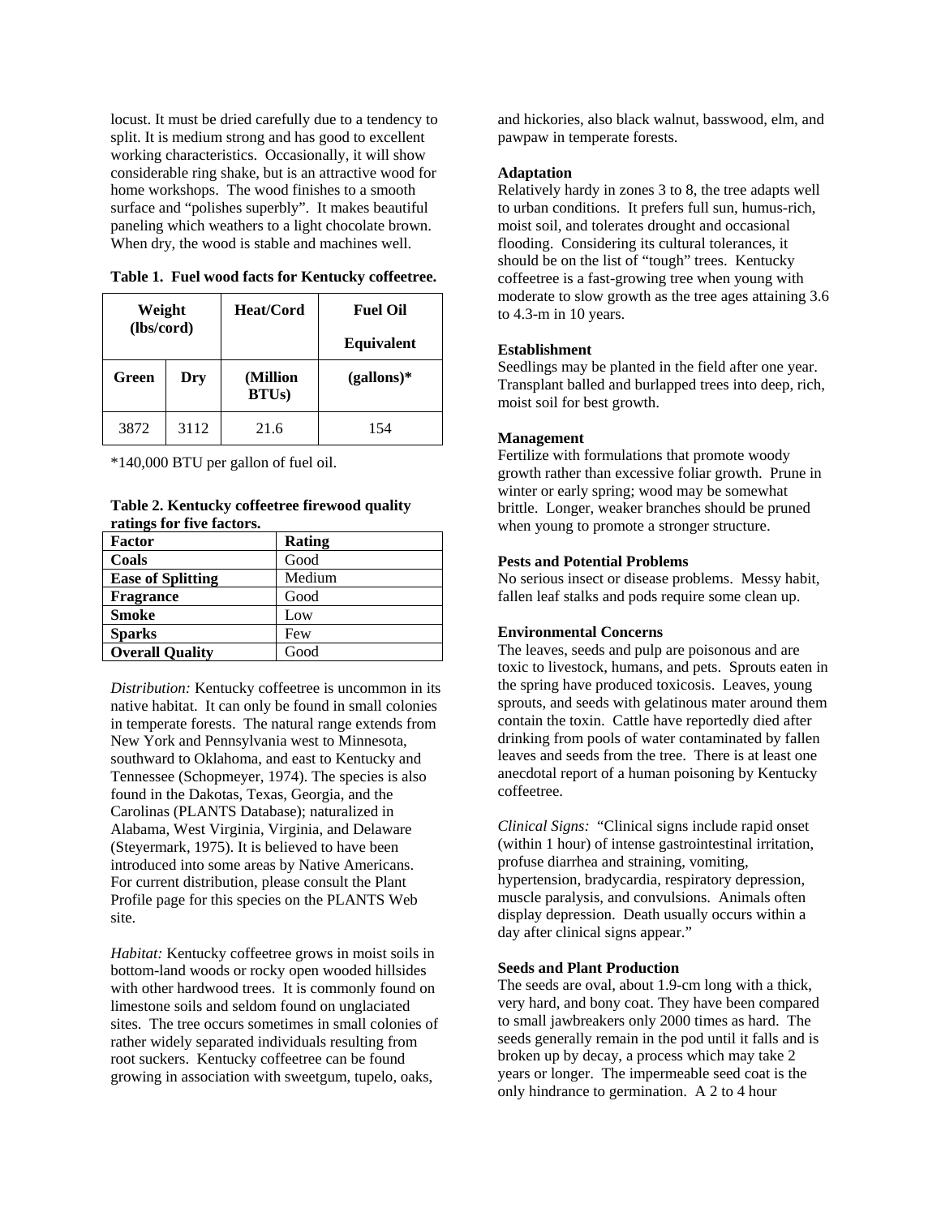locust. It must be dried carefully due to a tendency to split. It is medium strong and has good to excellent working characteristics. Occasionally, it will show considerable ring shake, but is an attractive wood for home workshops. The wood finishes to a smooth surface and "polishes superbly". It makes beautiful paneling which weathers to a light chocolate brown. When dry, the wood is stable and machines well.

**Table 1. Fuel wood facts for Kentucky coffeetree.**

| Weight (lbs/cord) | | Heat/Cord | Fuel Oil Equivalent |
|---|---|---|---|
| **Green** | **Dry** | **(Million BTUs)** | **(gallons)*** |
| 3872 | 3112 | 21.6 | 154 |

*140,000 BTU per gallon of fuel oil.

**Table 2. Kentucky coffeetree firewood quality ratings for five factors.**

| Factor | Rating |
|---|---|
| **Coals** | Good |
| **Ease of Splitting** | Medium |
| **Fragrance** | Good |
| **Smoke** | Low |
| **Sparks** | Few |
| **Overall Quality** | Good |

*Distribution:* Kentucky coffeetree is uncommon in its native habitat. It can only be found in small colonies in temperate forests. The natural range extends from New York and Pennsylvania west to Minnesota, southward to Oklahoma, and east to Kentucky and Tennessee (Schopmeyer, 1974). The species is also found in the Dakotas, Texas, Georgia, and the Carolinas (PLANTS Database); naturalized in Alabama, West Virginia, Virginia, and Delaware (Steyermark, 1975). It is believed to have been introduced into some areas by Native Americans. For current distribution, please consult the Plant Profile page for this species on the PLANTS Web site.

*Habitat:* Kentucky coffeetree grows in moist soils in bottom-land woods or rocky open wooded hillsides with other hardwood trees. It is commonly found on limestone soils and seldom found on unglaciated sites. The tree occurs sometimes in small colonies of rather widely separated individuals resulting from root suckers. Kentucky coffeetree can be found growing in association with sweetgum, tupelo, oaks, and hickories, also black walnut, basswood, elm, and pawpaw in temperate forests.

**Adaptation**

Relatively hardy in zones 3 to 8, the tree adapts well to urban conditions. It prefers full sun, humus-rich, moist soil, and tolerates drought and occasional flooding. Considering its cultural tolerances, it should be on the list of "tough" trees. Kentucky coffeetree is a fast-growing tree when young with moderate to slow growth as the tree ages attaining 3.6 to 4.3-m in 10 years.

**Establishment**

Seedlings may be planted in the field after one year. Transplant balled and burlapped trees into deep, rich, moist soil for best growth.

**Management**

Fertilize with formulations that promote woody growth rather than excessive foliar growth. Prune in winter or early spring; wood may be somewhat brittle. Longer, weaker branches should be pruned when young to promote a stronger structure.

**Pests and Potential Problems**

No serious insect or disease problems. Messy habit, fallen leaf stalks and pods require some clean up.

**Environmental Concerns**

The leaves, seeds and pulp are poisonous and are toxic to livestock, humans, and pets. Sprouts eaten in the spring have produced toxicosis. Leaves, young sprouts, and seeds with gelatinous mater around them contain the toxin. Cattle have reportedly died after drinking from pools of water contaminated by fallen leaves and seeds from the tree. There is at least one anecdotal report of a human poisoning by Kentucky coffeetree.

*Clinical Signs:* "Clinical signs include rapid onset (within 1 hour) of intense gastrointestinal irritation, profuse diarrhea and straining, vomiting, hypertension, bradycardia, respiratory depression, muscle paralysis, and convulsions. Animals often display depression. Death usually occurs within a day after clinical signs appear."

**Seeds and Plant Production**

The seeds are oval, about 1.9-cm long with a thick, very hard, and bony coat. They have been compared to small jawbreakers only 2000 times as hard. The seeds generally remain in the pod until it falls and is broken up by decay, a process which may take 2 years or longer. The impermeable seed coat is the only hindrance to germination. A 2 to 4 hour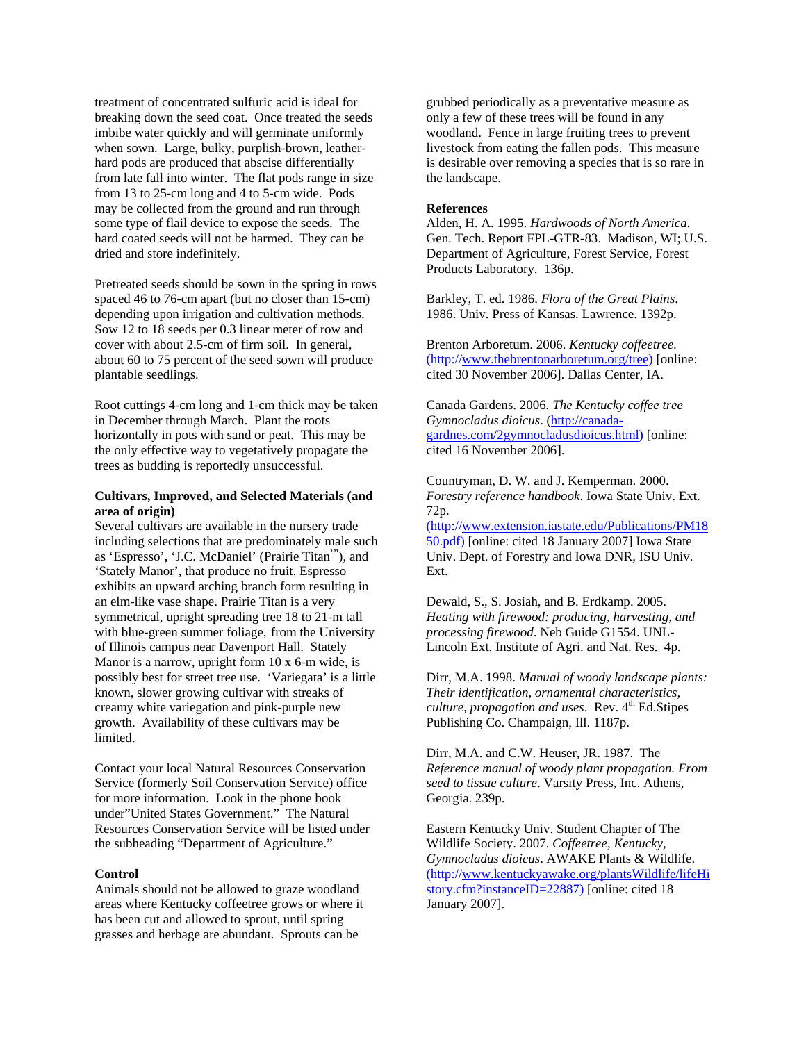treatment of concentrated sulfuric acid is ideal for breaking down the seed coat. Once treated the seeds imbibe water quickly and will germinate uniformly when sown. Large, bulky, purplish-brown, leather-hard pods are produced that abscise differentially from late fall into winter. The flat pods range in size from 13 to 25-cm long and 4 to 5-cm wide. Pods may be collected from the ground and run through some type of flail device to expose the seeds. The hard coated seeds will not be harmed. They can be dried and store indefinitely.

Pretreated seeds should be sown in the spring in rows spaced 46 to 76-cm apart (but no closer than 15-cm) depending upon irrigation and cultivation methods. Sow 12 to 18 seeds per 0.3 linear meter of row and cover with about 2.5-cm of firm soil. In general, about 60 to 75 percent of the seed sown will produce plantable seedlings.

Root cuttings 4-cm long and 1-cm thick may be taken in December through March. Plant the roots horizontally in pots with sand or peat. This may be the only effective way to vegetatively propagate the trees as budding is reportedly unsuccessful.

**Cultivars, Improved, and Selected Materials (and area of origin)**

Several cultivars are available in the nursery trade including selections that are predominately male such as 'Espresso', 'J.C. McDaniel' (Prairie Titan™), and 'Stately Manor', that produce no fruit. Espresso exhibits an upward arching branch form resulting in an elm-like vase shape. Prairie Titan is a very symmetrical, upright spreading tree 18 to 21-m tall with blue-green summer foliage, from the University of Illinois campus near Davenport Hall. Stately Manor is a narrow, upright form 10 x 6-m wide, is possibly best for street tree use. 'Variegata' is a little known, slower growing cultivar with streaks of creamy white variegation and pink-purple new growth. Availability of these cultivars may be limited.

Contact your local Natural Resources Conservation Service (formerly Soil Conservation Service) office for more information. Look in the phone book under"United States Government." The Natural Resources Conservation Service will be listed under the subheading "Department of Agriculture."

**Control**

Animals should not be allowed to graze woodland areas where Kentucky coffeetree grows or where it has been cut and allowed to sprout, until spring grasses and herbage are abundant. Sprouts can be grubbed periodically as a preventative measure as only a few of these trees will be found in any woodland. Fence in large fruiting trees to prevent livestock from eating the fallen pods. This measure is desirable over removing a species that is so rare in the landscape.

**References**

Alden, H. A. 1995. *Hardwoods of North America*. Gen. Tech. Report FPL-GTR-83. Madison, WI; U.S. Department of Agriculture, Forest Service, Forest Products Laboratory. 136p.

Barkley, T. ed. 1986. *Flora of the Great Plains*. 1986. Univ. Press of Kansas. Lawrence. 1392p.

Brenton Arboretum. 2006. *Kentucky coffeetree*. (http://www.thebrentonarboretum.org/tree) [online: cited 30 November 2006]. Dallas Center, IA.

Canada Gardens. 2006. *The Kentucky coffee tree Gymnocladus dioicus*. (http://canada-gardnes.com/2gymnocladusdioicus.html) [online: cited 16 November 2006].

Countryman, D. W. and J. Kemperman. 2000. *Forestry reference handbook*. Iowa State Univ. Ext. 72p. (http://www.extension.iastate.edu/Publications/PM1850.pdf) [online: cited 18 January 2007] Iowa State Univ. Dept. of Forestry and Iowa DNR, ISU Univ. Ext.

Dewald, S., S. Josiah, and B. Erdkamp. 2005. *Heating with firewood: producing, harvesting, and processing firewood*. Neb Guide G1554. UNL-Lincoln Ext. Institute of Agri. and Nat. Res. 4p.

Dirr, M.A. 1998. *Manual of woody landscape plants: Their identification, ornamental characteristics, culture, propagation and uses*. Rev. 4th Ed.Stipes Publishing Co. Champaign, Ill. 1187p.

Dirr, M.A. and C.W. Heuser, JR. 1987. The *Reference manual of woody plant propagation. From seed to tissue culture*. Varsity Press, Inc. Athens, Georgia. 239p.

Eastern Kentucky Univ. Student Chapter of The Wildlife Society. 2007. *Coffeetree, Kentucky, Gymnocladus dioicus*. AWAKE Plants & Wildlife. (http://www.kentuckyawake.org/plantsWildlife/lifeHistory.cfm?instanceID=22887) [online: cited 18 January 2007].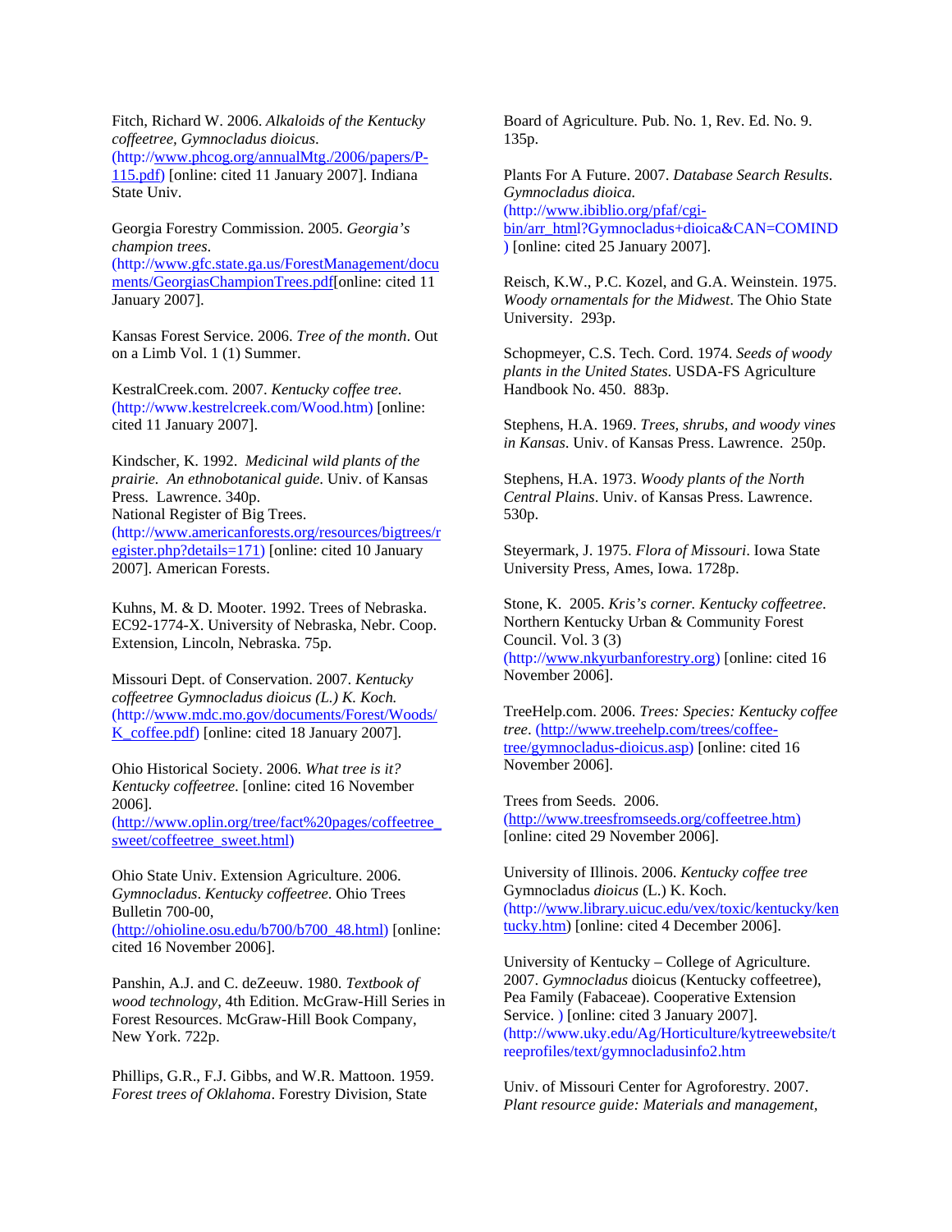Fitch, Richard W. 2006. *Alkaloids of the Kentucky coffeetree, Gymnocladus dioicus*. (http://www.phcog.org/annualMtg./2006/papers/P-115.pdf) [online: cited 11 January 2007]. Indiana State Univ.

Georgia Forestry Commission. 2005. *Georgia's champion trees*. (http://www.gfc.state.ga.us/ForestManagement/documents/GeorgiasChampionTrees.pdf[online: cited 11 January 2007].

Kansas Forest Service. 2006. *Tree of the month*. Out on a Limb Vol. 1 (1) Summer.

KestralCreek.com. 2007. *Kentucky coffee tree*. (http://www.kestrelcreek.com/Wood.htm) [online: cited 11 January 2007].

Kindscher, K. 1992. *Medicinal wild plants of the prairie. An ethnobotanical guide*. Univ. of Kansas Press. Lawrence. 340p.

National Register of Big Trees. (http://www.americanforests.org/resources/bigtrees/register.php?details=171) [online: cited 10 January 2007]. American Forests.

Kuhns, M. & D. Mooter. 1992. Trees of Nebraska. EC92-1774-X. University of Nebraska, Nebr. Coop. Extension, Lincoln, Nebraska. 75p.

Missouri Dept. of Conservation. 2007. *Kentucky coffeetree Gymnocladus dioicus (L.) K. Koch.* (http://www.mdc.mo.gov/documents/Forest/Woods/K_coffee.pdf) [online: cited 18 January 2007].

Ohio Historical Society. 2006. *What tree is it? Kentucky coffeetree*. [online: cited 16 November 2006]. (http://www.oplin.org/tree/fact%20pages/coffeetree_sweet/coffeetree_sweet.html)

Ohio State Univ. Extension Agriculture. 2006. *Gymnocladus*. *Kentucky coffeetree*. Ohio Trees Bulletin 700-00, (http://ohioline.osu.edu/b700/b700_48.html) [online: cited 16 November 2006].

Panshin, A.J. and C. deZeeuw. 1980. *Textbook of wood technology*, 4th Edition. McGraw-Hill Series in Forest Resources. McGraw-Hill Book Company, New York. 722p.

Phillips, G.R., F.J. Gibbs, and W.R. Mattoon. 1959. *Forest trees of Oklahoma*. Forestry Division, State Board of Agriculture. Pub. No. 1, Rev. Ed. No. 9. 135p.

Plants For A Future. 2007. *Database Search Results*. *Gymnocladus dioica.* (http://www.ibiblio.org/pfaf/cgi-bin/arr_html?Gymnocladus+dioica&CAN=COMIND) [online: cited 25 January 2007].

Reisch, K.W., P.C. Kozel, and G.A. Weinstein. 1975. *Woody ornamentals for the Midwest*. The Ohio State University. 293p.

Schopmeyer, C.S. Tech. Cord. 1974. *Seeds of woody plants in the United States*. USDA-FS Agriculture Handbook No. 450. 883p.

Stephens, H.A. 1969. *Trees, shrubs, and woody vines in Kansas*. Univ. of Kansas Press. Lawrence. 250p.

Stephens, H.A. 1973. *Woody plants of the North Central Plains*. Univ. of Kansas Press. Lawrence. 530p.

Steyermark, J. 1975. *Flora of Missouri*. Iowa State University Press, Ames, Iowa. 1728p.

Stone, K. 2005. *Kris's corner. Kentucky coffeetree*. Northern Kentucky Urban & Community Forest Council. Vol. 3 (3) (http://www.nkyurbanforestry.org) [online: cited 16 November 2006].

TreeHelp.com. 2006. *Trees: Species: Kentucky coffee tree*. (http://www.treehelp.com/trees/coffee-tree/gymnocladus-dioicus.asp) [online: cited 16 November 2006].

Trees from Seeds. 2006. (http://www.treesfromseeds.org/coffeetree.htm) [online: cited 29 November 2006].

University of Illinois. 2006. *Kentucky coffee tree* Gymnocladus *dioicus* (L.) K. Koch. (http://www.library.uiuc.edu/vex/toxic/kentucky/kentucky.htm) [online: cited 4 December 2006].

University of Kentucky – College of Agriculture. 2007. *Gymnocladus* dioicus (Kentucky coffeetree), Pea Family (Fabaceae). Cooperative Extension Service. ) [online: cited 3 January 2007]. (http://www.uky.edu/Ag/Horticulture/kytreewebsite/treeprofiles/text/gymnocladusinfo2.htm

Univ. of Missouri Center for Agroforestry. 2007. *Plant resource guide: Materials and management,*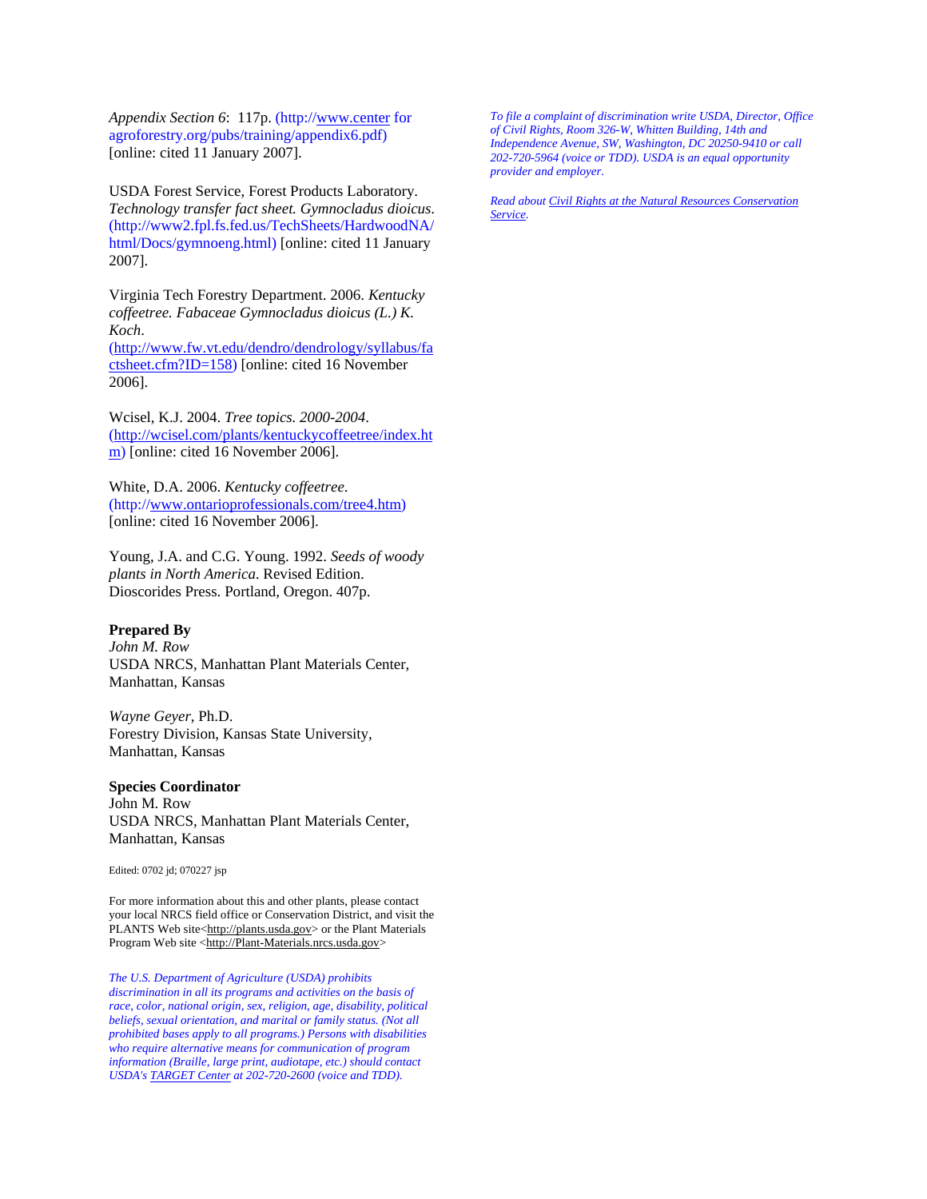*Appendix Section 6*: 117p. (http://www.center for agroforestry.org/pubs/training/appendix6.pdf) [online: cited 11 January 2007].

USDA Forest Service, Forest Products Laboratory. *Technology transfer fact sheet. Gymnocladus dioicus*. (http://www2.fpl.fs.fed.us/TechSheets/HardwoodNA/html/Docs/gymnoeng.html) [online: cited 11 January 2007].

Virginia Tech Forestry Department. 2006. *Kentucky coffeetree. Fabaceae Gymnocladus dioicus (L.) K. Koch*. (http://www.fw.vt.edu/dendro/dendrology/syllabus/factsheet.cfm?ID=158) [online: cited 16 November 2006].

Wcisel, K.J. 2004. *Tree topics. 2000-2004*. (http://wcisel.com/plants/kentuckycoffeetree/index.htm) [online: cited 16 November 2006].

White, D.A. 2006. *Kentucky coffeetree*. (http://www.ontarioprofessionals.com/tree4.htm) [online: cited 16 November 2006].

Young, J.A. and C.G. Young. 1992. *Seeds of woody plants in North America*. Revised Edition. Dioscorides Press. Portland, Oregon. 407p.

**Prepared By**

*John M. Row*
USDA NRCS, Manhattan Plant Materials Center, Manhattan, Kansas

*Wayne Geyer*, Ph.D.
Forestry Division, Kansas State University, Manhattan, Kansas

**Species Coordinator**

John M. Row
USDA NRCS, Manhattan Plant Materials Center, Manhattan, Kansas

Edited: 0702 jd; 070227 jsp

For more information about this and other plants, please contact your local NRCS field office or Conservation District, and visit the PLANTS Web site<http://plants.usda.gov> or the Plant Materials Program Web site <http://Plant-Materials.nrcs.usda.gov>

*The U.S. Department of Agriculture (USDA) prohibits discrimination in all its programs and activities on the basis of race, color, national origin, sex, religion, age, disability, political beliefs, sexual orientation, and marital or family status. (Not all prohibited bases apply to all programs.) Persons with disabilities who require alternative means for communication of program information (Braille, large print, audiotape, etc.) should contact USDA's TARGET Center at 202-720-2600 (voice and TDD).*

*To file a complaint of discrimination write USDA, Director, Office of Civil Rights, Room 326-W, Whitten Building, 14th and Independence Avenue, SW, Washington, DC 20250-9410 or call 202-720-5964 (voice or TDD). USDA is an equal opportunity provider and employer.*

*Read about Civil Rights at the Natural Resources Conservation Service.*